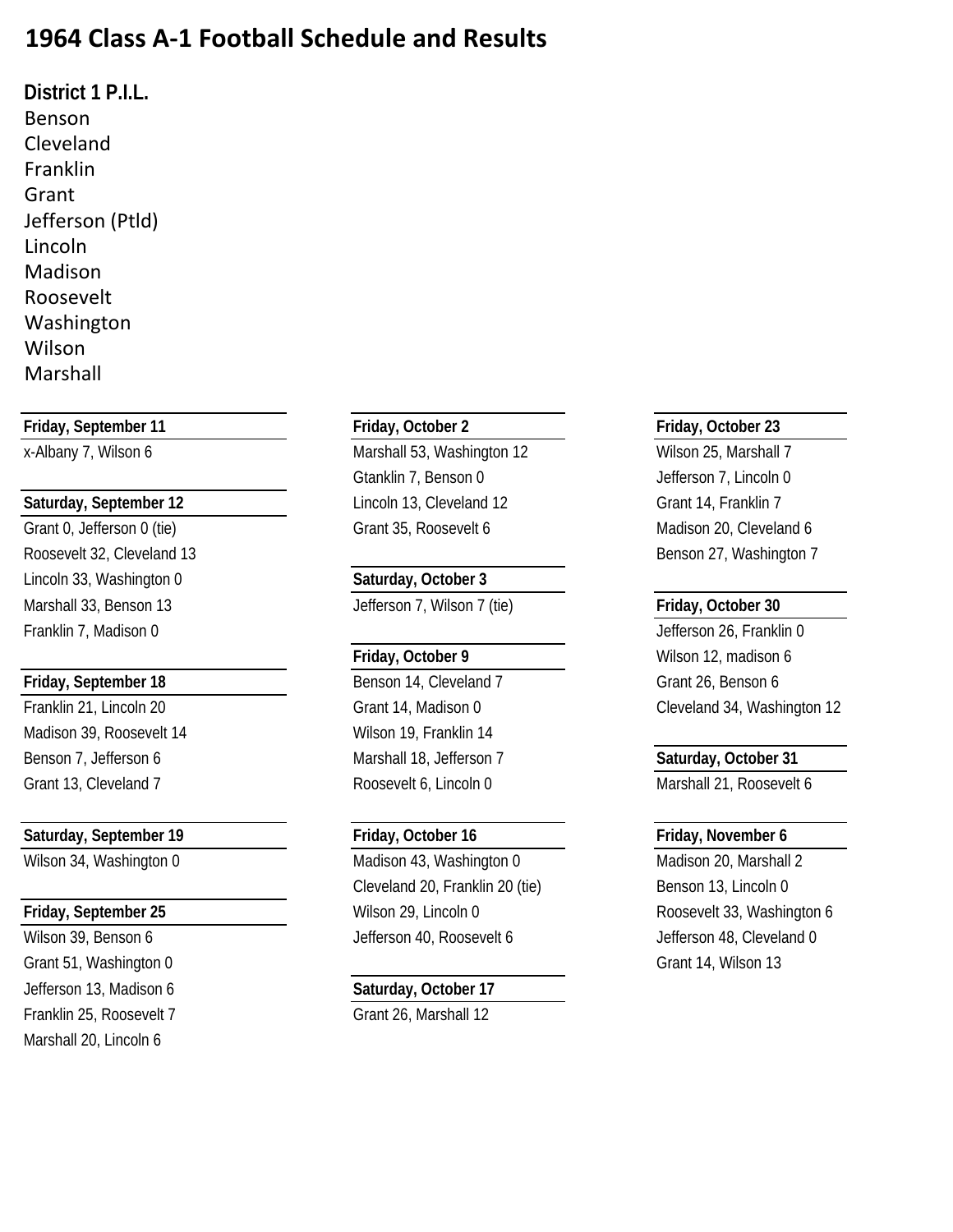# 1964 Class A-1 Football Schedule and Results

**District 1 P.I.L.**

Benson
Cleveland
Franklin
Grant
Jefferson (Ptld)
Lincoln
Madison
Roosevelt
Washington
Wilson
Marshall

**Friday, September 11**

x-Albany 7, Wilson 6

**Saturday, September 12**

Grant 0, Jefferson 0 (tie)
Roosevelt 32, Cleveland 13
Lincoln 33, Washington 0
Marshall 33, Benson 13
Franklin 7, Madison 0

**Friday, September 18**

Franklin 21, Lincoln 20
Madison 39, Roosevelt 14
Benson 7, Jefferson 6
Grant 13, Cleveland 7

**Saturday, September 19**

Wilson 34, Washington 0

**Friday, September 25**

Wilson 39, Benson 6
Grant 51, Washington 0
Jefferson 13, Madison 6
Franklin 25, Roosevelt 7
Marshall 20, Lincoln 6

**Friday, October 2**

Marshall 53, Washington 12
Gtanklin 7, Benson 0
Lincoln 13, Cleveland 12
Grant 35, Roosevelt 6

**Saturday, October 3**

Jefferson 7, Wilson 7 (tie)

**Friday, October 9**

Benson 14, Cleveland 7
Grant 14, Madison 0
Wilson 19, Franklin 14
Marshall 18, Jefferson 7
Roosevelt 6, Lincoln 0

**Friday, October 16**

Madison 43, Washington 0
Cleveland 20, Franklin 20 (tie)
Wilson 29, Lincoln 0
Jefferson 40, Roosevelt 6

**Saturday, October 17**

Grant 26, Marshall 12

**Friday, October 23**

Wilson 25, Marshall 7
Jefferson 7, Lincoln 0
Grant 14, Franklin 7
Madison 20, Cleveland 6
Benson 27, Washington 7

**Friday, October 30**

Jefferson 26, Franklin 0
Wilson 12, madison 6
Grant 26, Benson 6
Cleveland 34, Washington 12

**Saturday, October 31**

Marshall 21, Roosevelt 6

**Friday, November 6**

Madison 20, Marshall 2
Benson 13, Lincoln 0
Roosevelt 33, Washington 6
Jefferson 48, Cleveland 0
Grant 14, Wilson 13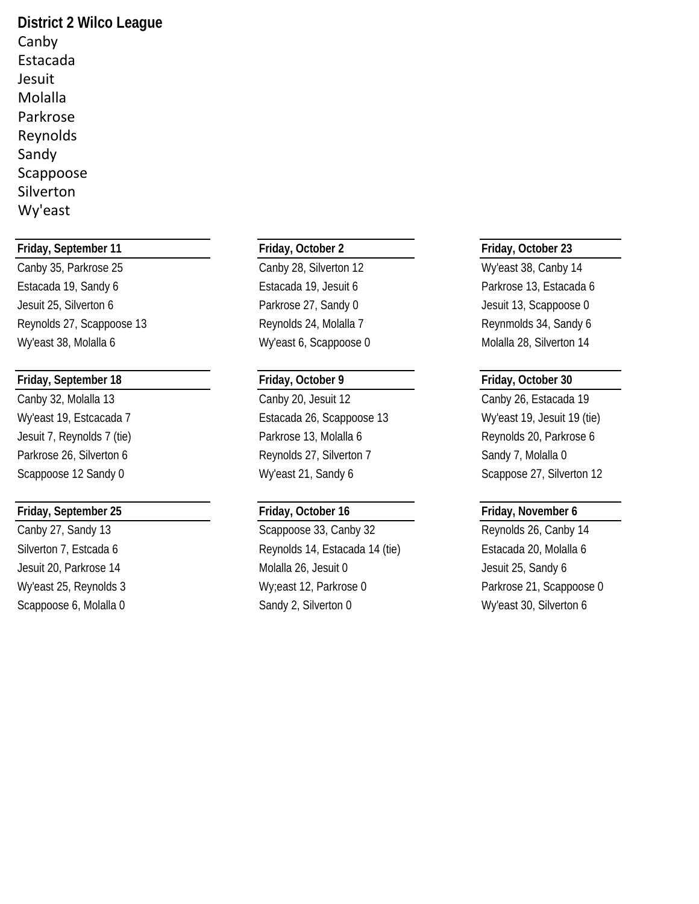**District 2 Wilco League**

Canby
Estacada
Jesuit
Molalla
Parkrose
Reynolds
Sandy
Scappoose
Silverton
Wy'east

**Friday, September 11**

Canby 35, Parkrose 25
Estacada 19, Sandy 6
Jesuit 25, Silverton 6
Reynolds 27, Scappoose 13
Wy'east 38, Molalla 6

**Friday, September 18**

Canby 32, Molalla 13
Wy'east 19, Estcacada 7
Jesuit 7, Reynolds 7 (tie)
Parkrose 26, Silverton 6
Scappoose 12 Sandy 0

**Friday, September 25**

Canby 27, Sandy 13
Silverton 7, Estcada 6
Jesuit 20, Parkrose 14
Wy'east 25, Reynolds 3
Scappoose 6, Molalla 0

**Friday, October 2**

Canby 28, Silverton 12
Estacada 19, Jesuit 6
Parkrose 27, Sandy 0
Reynolds 24, Molalla 7
Wy'east 6, Scappoose 0

**Friday, October 9**

Canby 20, Jesuit 12
Estacada 26, Scappoose 13
Parkrose 13, Molalla 6
Reynolds 27, Silverton 7
Wy'east 21, Sandy 6

**Friday, October 16**

Scappoose 33, Canby 32
Reynolds 14, Estacada 14 (tie)
Molalla 26, Jesuit 0
Wy;east 12, Parkrose 0
Sandy 2, Silverton 0

**Friday, October 23**

Wy'east 38, Canby 14
Parkrose 13, Estacada 6
Jesuit 13, Scappoose 0
Reynmolds 34, Sandy 6
Molalla 28, Silverton 14

**Friday, October 30**

Canby 26, Estacada 19
Wy'east 19, Jesuit 19 (tie)
Reynolds 20, Parkrose 6
Sandy 7, Molalla 0
Scappose 27, Silverton 12

**Friday, November 6**

Reynolds 26, Canby 14
Estacada 20, Molalla 6
Jesuit 25, Sandy 6
Parkrose 21, Scappoose 0
Wy'east 30, Silverton 6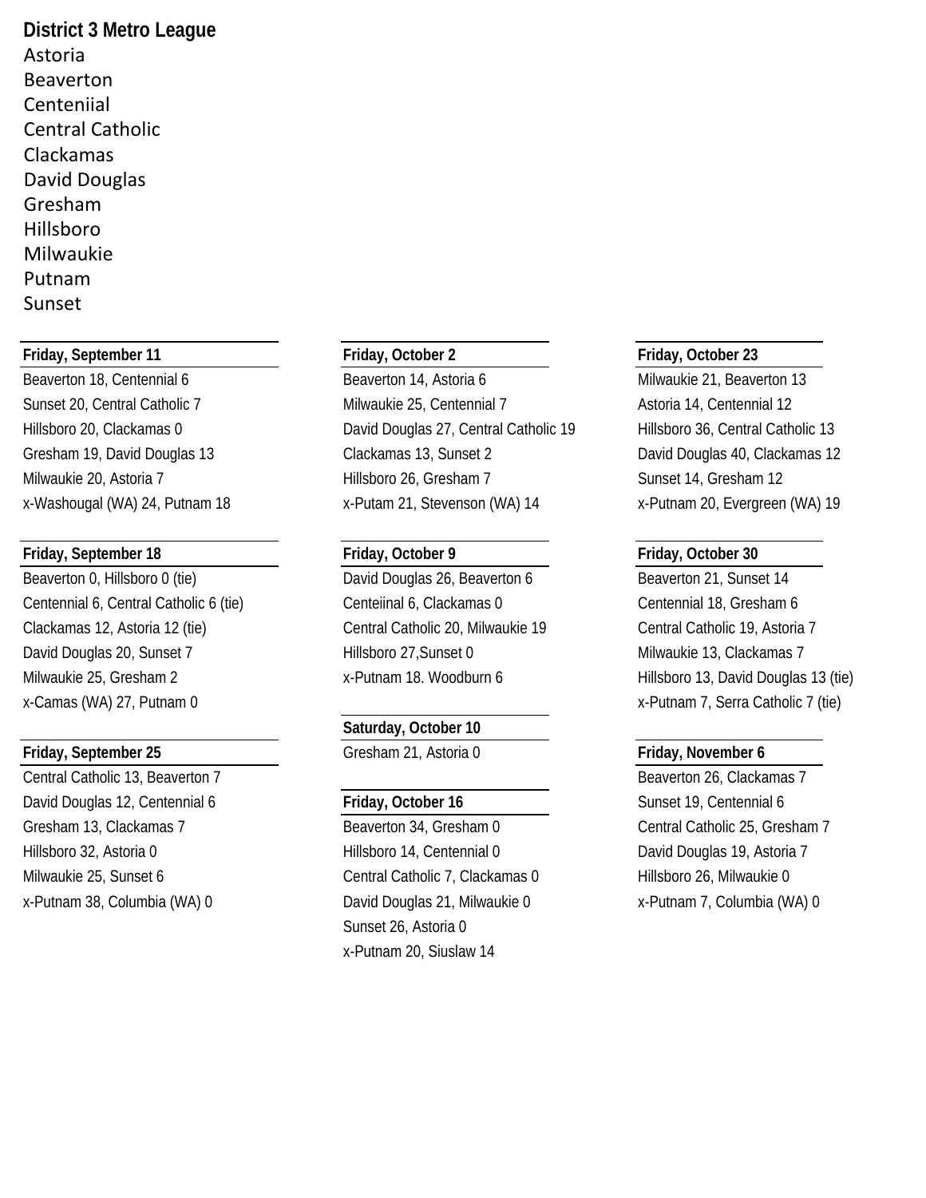**District 3 Metro League**

Astoria
Beaverton
Centeniial
Central Catholic
Clackamas
David Douglas
Gresham
Hillsboro
Milwaukie
Putnam
Sunset

**Friday, September 11**

Beaverton 18, Centennial 6
Sunset 20, Central Catholic 7
Hillsboro 20, Clackamas 0
Gresham 19, David Douglas 13
Milwaukie 20, Astoria 7
x-Washougal (WA) 24, Putnam 18

**Friday, September 18**

Beaverton 0, Hillsboro 0 (tie)
Centennial 6, Central Catholic 6 (tie)
Clackamas 12, Astoria 12 (tie)
David Douglas 20, Sunset 7
Milwaukie 25, Gresham 2
x-Camas (WA) 27, Putnam 0

**Friday, September 25**

Central Catholic 13, Beaverton 7
David Douglas 12, Centennial 6
Gresham 13, Clackamas 7
Hillsboro 32, Astoria 0
Milwaukie 25, Sunset 6
x-Putnam 38, Columbia (WA) 0

**Friday, October 2**

Beaverton 14, Astoria 6
Milwaukie 25, Centennial 7
David Douglas 27, Central Catholic 19
Clackamas 13, Sunset 2
Hillsboro 26, Gresham 7
x-Putam 21, Stevenson (WA) 14

**Friday, October 9**

David Douglas 26, Beaverton 6
Centeiinal 6, Clackamas 0
Central Catholic 20, Milwaukie 19
Hillsboro 27,Sunset 0
x-Putnam 18. Woodburn 6

**Saturday, October 10**

Gresham 21, Astoria 0

**Friday, October 16**

Beaverton 34, Gresham 0
Hillsboro 14, Centennial 0
Central Catholic 7, Clackamas 0
David Douglas 21, Milwaukie 0
Sunset 26, Astoria 0
x-Putnam 20, Siuslaw 14

**Friday, October 23**

Milwaukie 21, Beaverton 13
Astoria 14, Centennial 12
Hillsboro 36, Central Catholic 13
David Douglas 40, Clackamas 12
Sunset 14, Gresham 12
x-Putnam 20, Evergreen (WA) 19

**Friday, October 30**

Beaverton 21, Sunset 14
Centennial 18, Gresham 6
Central Catholic 19, Astoria 7
Milwaukie 13, Clackamas 7
Hillsboro 13, David Douglas 13 (tie)
x-Putnam 7, Serra Catholic 7 (tie)

**Friday, November 6**

Beaverton 26, Clackamas 7
Sunset 19, Centennial 6
Central Catholic 25, Gresham 7
David Douglas 19, Astoria 7
Hillsboro 26, Milwaukie 0
x-Putnam 7, Columbia (WA) 0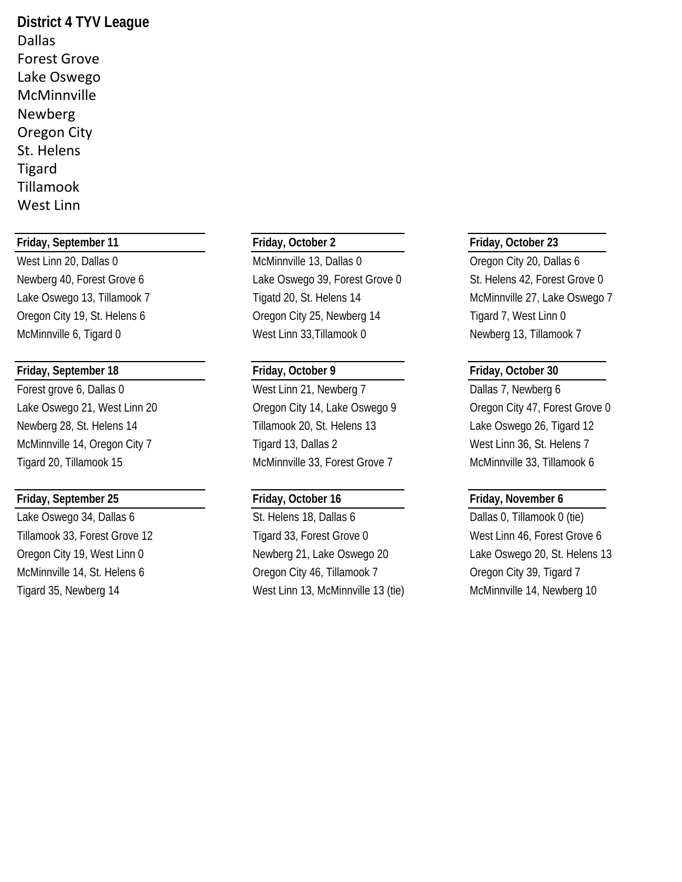**District 4 TYV League**

Dallas
Forest Grove
Lake Oswego
McMinnville
Newberg
Oregon City
St. Helens
Tigard
Tillamook
West Linn

**Friday, September 11**

West Linn 20, Dallas 0
Newberg 40, Forest Grove 6
Lake Oswego 13, Tillamook 7
Oregon City 19, St. Helens 6
McMinnville 6, Tigard 0

**Friday, September 18**

Forest grove 6, Dallas 0
Lake Oswego 21, West Linn 20
Newberg 28, St. Helens 14
McMinnville 14, Oregon City 7
Tigard 20, Tillamook 15

**Friday, September 25**

Lake Oswego 34, Dallas 6
Tillamook 33, Forest Grove 12
Oregon City 19, West Linn 0
McMinnville 14, St. Helens 6
Tigard 35, Newberg 14

**Friday, October 2**

McMinnville 13, Dallas 0
Lake Oswego 39, Forest Grove 0
Tigatd 20, St. Helens 14
Oregon City 25, Newberg 14
West Linn 33,Tillamook 0

**Friday, October 9**

West Linn 21, Newberg 7
Oregon City 14, Lake Oswego 9
Tillamook 20, St. Helens 13
Tigard 13, Dallas 2
McMinnville 33, Forest Grove 7

**Friday, October 16**

St. Helens 18, Dallas 6
Tigard 33, Forest Grove 0
Newberg 21, Lake Oswego 20
Oregon City 46, Tillamook 7
West Linn 13, McMinnville 13 (tie)

**Friday, October 23**

Oregon City 20, Dallas 6
St. Helens 42, Forest Grove 0
McMinnville 27, Lake Oswego 7
Tigard 7, West Linn 0
Newberg 13, Tillamook 7

**Friday, October 30**

Dallas 7, Newberg 6
Oregon City 47, Forest Grove 0
Lake Oswego 26, Tigard 12
West Linn 36, St. Helens 7
McMinnville 33, Tillamook 6

**Friday, November 6**

Dallas 0, Tillamook 0 (tie)
West Linn 46, Forest Grove 6
Lake Oswego 20, St. Helens 13
Oregon City 39, Tigard 7
McMinnville 14, Newberg 10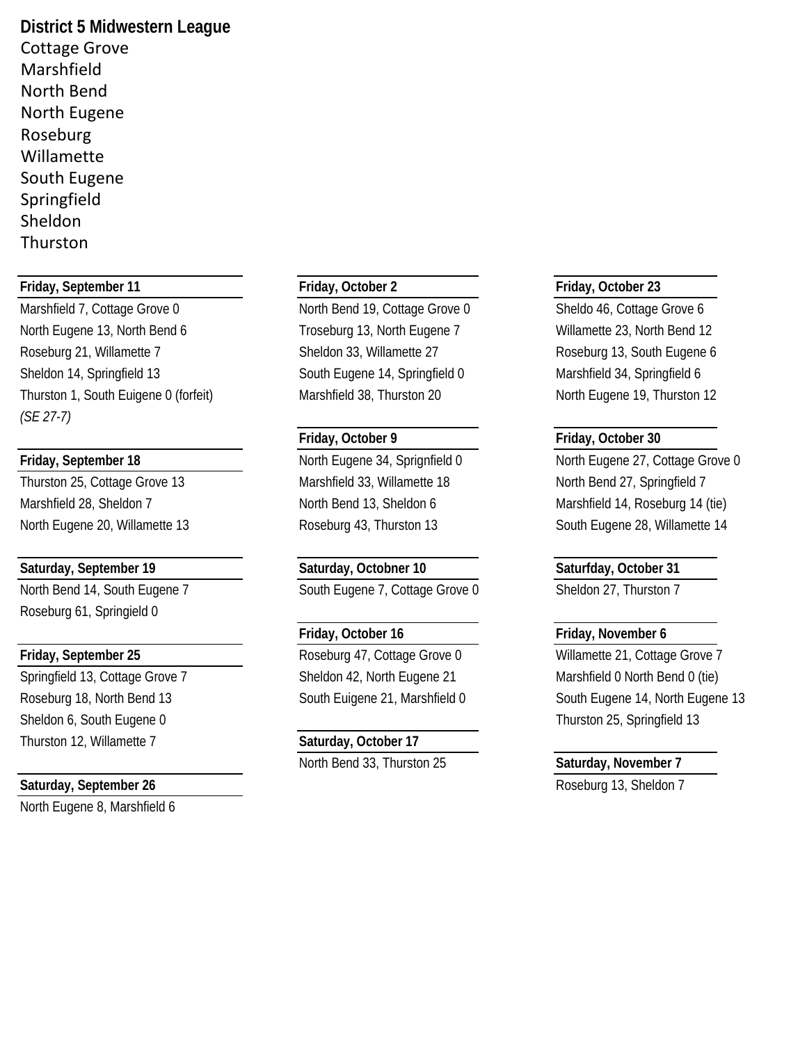**District 5 Midwestern League**

Cottage Grove
Marshfield
North Bend
North Eugene
Roseburg
Willamette
South Eugene
Springfield
Sheldon
Thurston

**Friday, September 11**

Marshfield 7, Cottage Grove 0
North Eugene 13, North Bend 6
Roseburg 21, Willamette 7
Sheldon 14, Springfield 13
Thurston 1, South Euigene 0 (forfeit)
*(SE 27-7)*

**Friday, September 18**

Thurston 25, Cottage Grove 13
Marshfield 28, Sheldon 7
North Eugene 20, Willamette 13

**Saturday, September 19**

North Bend 14, South Eugene 7
Roseburg 61, Springield 0

**Friday, September 25**

Springfield 13, Cottage Grove 7
Roseburg 18, North Bend 13
Sheldon 6, South Eugene 0
Thurston 12, Willamette 7

**Saturday, September 26**

North Eugene 8, Marshfield 6

**Friday, October 2**

North Bend 19, Cottage Grove 0
Troseburg 13, North Eugene 7
Sheldon 33, Willamette 27
South Eugene 14, Springfield 0
Marshfield 38, Thurston 20

**Friday, October 9**

North Eugene 34, Sprignfield 0
Marshfield 33, Willamette 18
North Bend 13, Sheldon 6
Roseburg 43, Thurston 13

**Saturday, Octobner 10**

South Eugene 7, Cottage Grove 0

**Friday, October 16**

Roseburg 47, Cottage Grove 0
Sheldon 42, North Eugene 21
South Euigene 21, Marshfield 0

**Saturday, October 17**

North Bend 33, Thurston 25

**Friday, October 23**

Sheldo 46, Cottage Grove 6
Willamette 23, North Bend 12
Roseburg 13, South Eugene 6
Marshfield 34, Springfield 6
North Eugene 19, Thurston 12

**Friday, October 30**

North Eugene 27, Cottage Grove 0
North Bend 27, Springfield 7
Marshfield 14, Roseburg 14 (tie)
South Eugene 28, Willamette 14

**Saturfday, October 31**

Sheldon 27, Thurston 7

**Friday, November 6**

Willamette 21, Cottage Grove 7
Marshfield 0 North Bend 0 (tie)
South Eugene 14, North Eugene 13
Thurston 25, Springfield 13

**Saturday, November 7**

Roseburg 13, Sheldon 7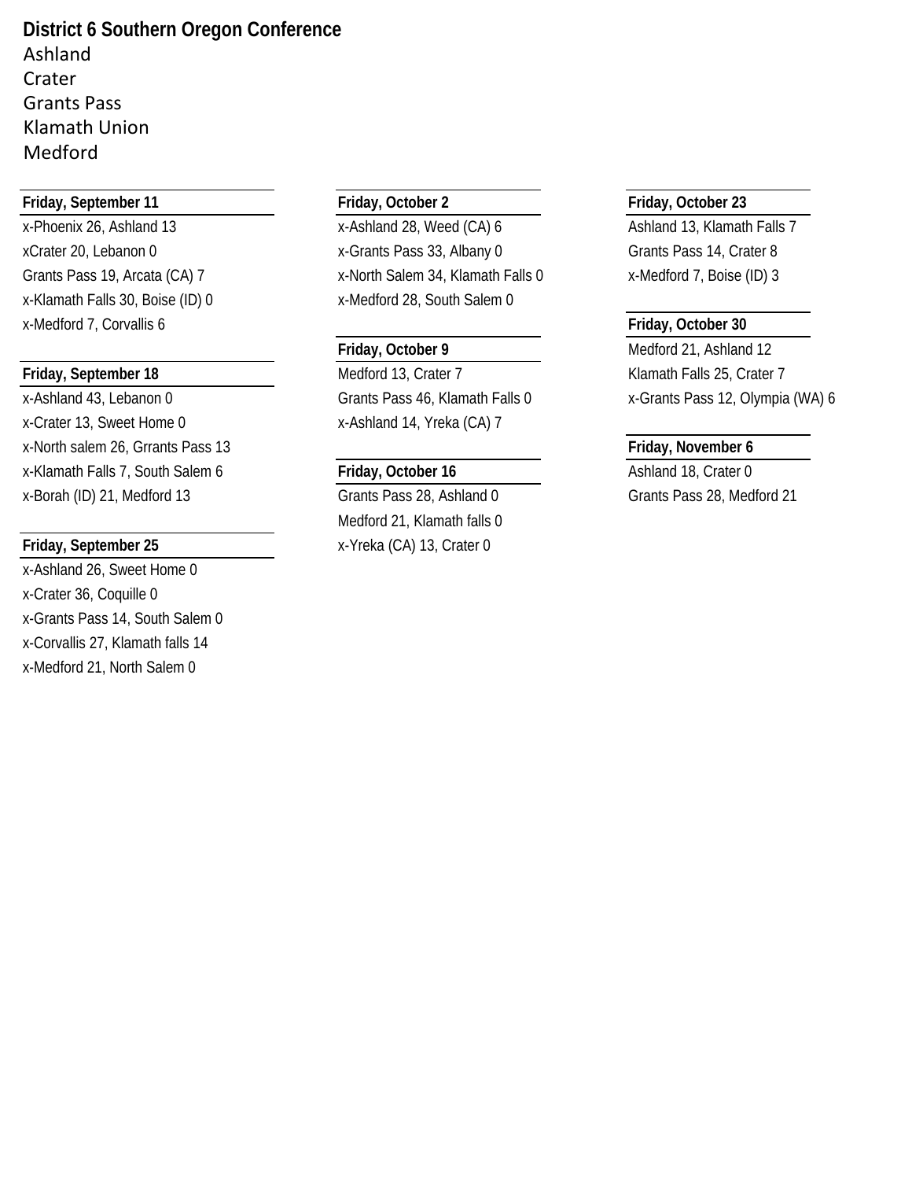**District 6 Southern Oregon Conference**

Ashland
Crater
Grants Pass
Klamath Union
Medford

**Friday, September 11**

x-Phoenix 26, Ashland 13
xCrater 20, Lebanon 0
Grants Pass 19, Arcata (CA) 7
x-Klamath Falls 30, Boise (ID) 0
x-Medford 7, Corvallis 6

**Friday, September 18**

x-Ashland 43, Lebanon 0
x-Crater 13, Sweet Home 0
x-North salem 26, Grrants Pass 13
x-Klamath Falls 7, South Salem 6
x-Borah (ID) 21, Medford 13

**Friday, September 25**

x-Ashland 26, Sweet Home 0
x-Crater 36, Coquille 0
x-Grants Pass 14, South Salem 0
x-Corvallis 27, Klamath falls 14
x-Medford 21, North Salem 0

**Friday, October 2**

x-Ashland 28, Weed (CA) 6
x-Grants Pass 33, Albany 0
x-North Salem 34, Klamath Falls 0
x-Medford 28, South Salem 0

**Friday, October 9**

Medford 13, Crater 7
Grants Pass 46, Klamath Falls 0
x-Ashland 14, Yreka (CA) 7

**Friday, October 16**

Grants Pass 28, Ashland 0
Medford 21, Klamath falls 0
x-Yreka (CA) 13, Crater 0

**Friday, October 23**

Ashland 13, Klamath Falls 7
Grants Pass 14, Crater 8
x-Medford 7, Boise (ID) 3

**Friday, October 30**

Medford 21, Ashland 12
Klamath Falls 25, Crater 7
x-Grants Pass 12, Olympia (WA) 6

**Friday, November 6**

Ashland 18, Crater 0
Grants Pass 28, Medford 21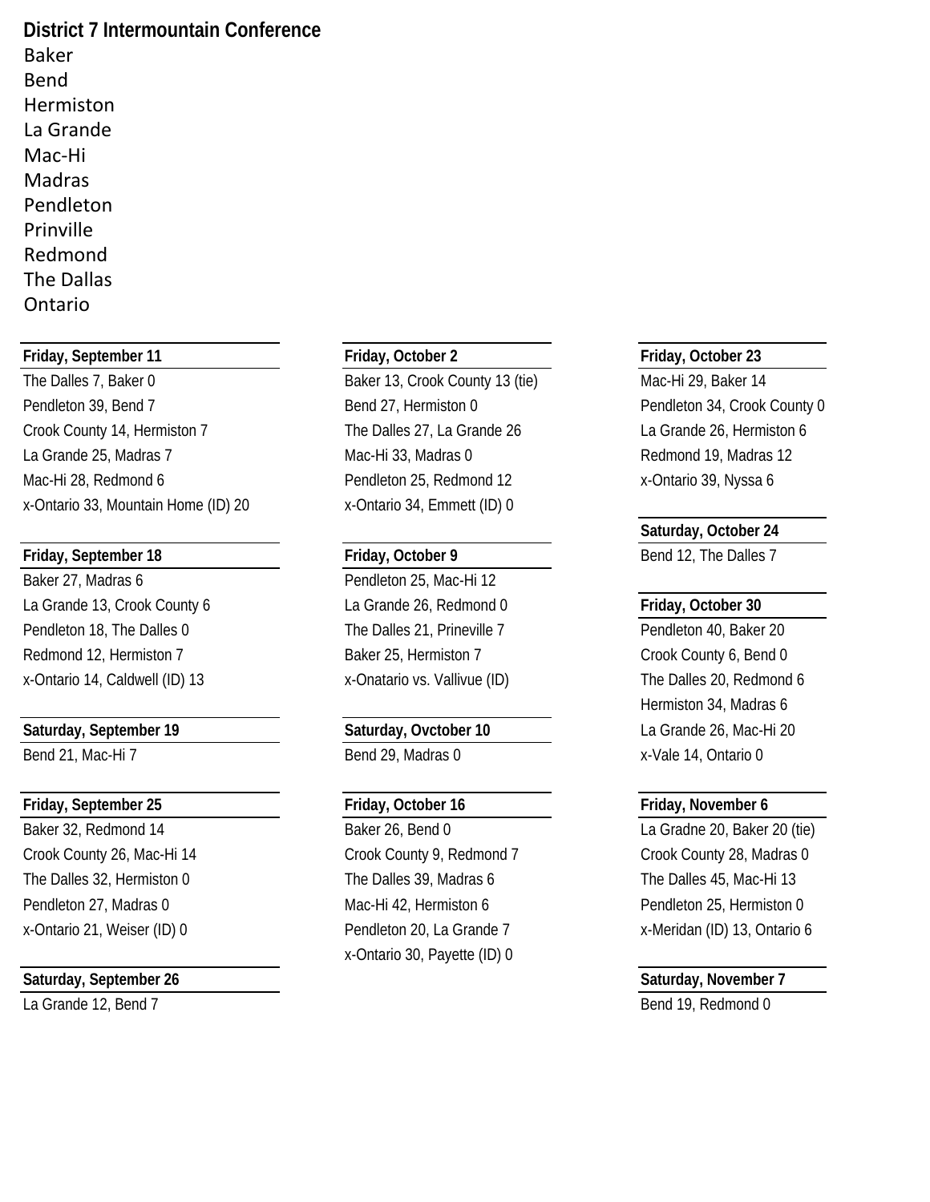## District 7 Intermountain Conference

Baker
Bend
Hermiston
La Grande
Mac-Hi
Madras
Pendleton
Prinville
Redmond
The Dallas
Ontario

**Friday, September 11**

The Dalles 7, Baker 0
Pendleton 39, Bend 7
Crook County 14, Hermiston 7
La Grande 25, Madras 7
Mac-Hi 28, Redmond 6
x-Ontario 33, Mountain Home (ID) 20

**Friday, September 18**

Baker 27, Madras 6
La Grande 13, Crook County 6
Pendleton 18, The Dalles 0
Redmond 12, Hermiston 7
x-Ontario 14, Caldwell (ID) 13

**Saturday, September 19**

Bend 21, Mac-Hi 7

**Friday, September 25**

Baker 32, Redmond 14
Crook County 26, Mac-Hi 14
The Dalles 32, Hermiston 0
Pendleton 27, Madras 0
x-Ontario 21, Weiser (ID) 0

**Saturday, September 26**

La Grande 12, Bend 7

**Friday, October 2**

Baker 13, Crook County 13 (tie)
Bend 27, Hermiston 0
The Dalles 27, La Grande 26
Mac-Hi 33, Madras 0
Pendleton 25, Redmond 12
x-Ontario 34, Emmett (ID) 0

**Friday, October 9**

Pendleton 25, Mac-Hi 12
La Grande 26, Redmond 0
The Dalles 21, Prineville 7
Baker 25, Hermiston 7
x-Onatario vs. Vallivue (ID)

**Saturday, Ovctober 10**

Bend 29, Madras 0

**Friday, October 16**

Baker 26, Bend 0
Crook County 9, Redmond 7
The Dalles 39, Madras 6
Mac-Hi 42, Hermiston 6
Pendleton 20, La Grande 7
x-Ontario 30, Payette (ID) 0

**Friday, October 23**

Mac-Hi 29, Baker 14
Pendleton 34, Crook County 0
La Grande 26, Hermiston 6
Redmond 19, Madras 12
x-Ontario 39, Nyssa 6

**Saturday, October 24**

Bend 12, The Dalles 7

**Friday, October 30**

Pendleton 40, Baker 20
Crook County 6, Bend 0
The Dalles 20, Redmond 6
Hermiston 34, Madras 6
La Grande 26, Mac-Hi 20
x-Vale 14, Ontario 0

**Friday, November 6**

La Gradne 20, Baker 20 (tie)
Crook County 28, Madras 0
The Dalles 45, Mac-Hi 13
Pendleton 25, Hermiston 0
x-Meridan (ID) 13, Ontario 6

**Saturday, November 7**

Bend 19, Redmond 0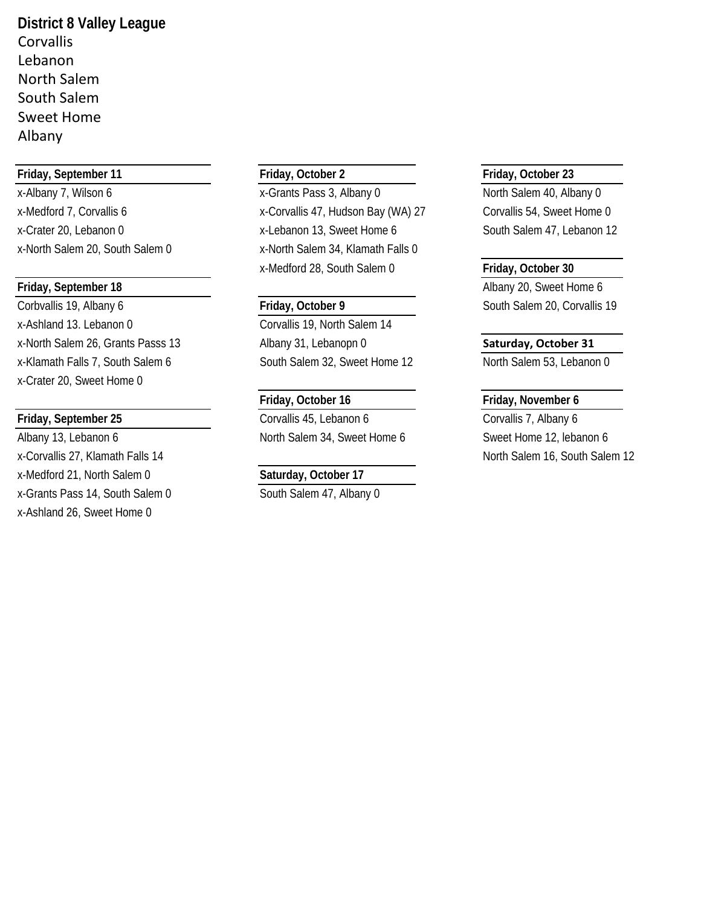**District 8 Valley League**

Corvallis
Lebanon
North Salem
South Salem
Sweet Home
Albany

**Friday, September 11**

x-Albany 7, Wilson 6
x-Medford 7, Corvallis 6
x-Crater 20, Lebanon 0
x-North Salem 20, South Salem 0

**Friday, September 18**

Corbvallis 19, Albany 6
x-Ashland 13. Lebanon 0
x-North Salem 26, Grants Passs 13
x-Klamath Falls 7, South Salem 6
x-Crater 20, Sweet Home 0

**Friday, September 25**

Albany 13, Lebanon 6
x-Corvallis 27, Klamath Falls 14
x-Medford 21, North Salem 0
x-Grants Pass 14, South Salem 0
x-Ashland 26, Sweet Home 0

**Friday, October 2**

x-Grants Pass 3, Albany 0
x-Corvallis 47, Hudson Bay (WA) 27
x-Lebanon 13, Sweet Home 6
x-North Salem 34, Klamath Falls 0
x-Medford 28, South Salem 0

**Friday, October 9**

Corvallis 19, North Salem 14
Albany 31, Lebanopn 0
South Salem 32, Sweet Home 12

**Friday, October 16**

Corvallis 45, Lebanon 6
North Salem 34, Sweet Home 6

**Saturday, October 17**

South Salem 47, Albany 0

**Friday, October 23**

North Salem 40, Albany 0
Corvallis 54, Sweet Home 0
South Salem 47, Lebanon 12

**Friday, October 30**

Albany 20, Sweet Home 6
South Salem 20, Corvallis 19

**Saturday, October 31**

North Salem 53, Lebanon 0

**Friday, November 6**

Corvallis 7, Albany 6
Sweet Home 12, lebanon 6
North Salem 16, South Salem 12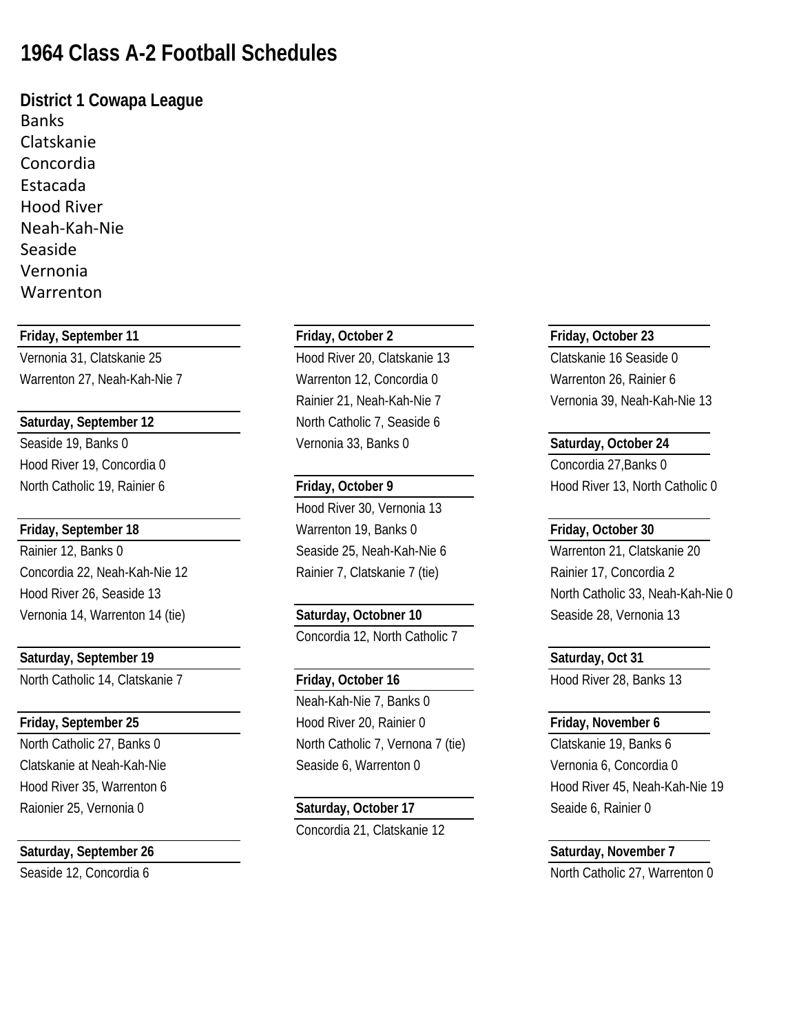# 1964 Class A-2 Football Schedules

## District 1 Cowapa League

Banks
Clatskanie
Concordia
Estacada
Hood River
Neah-Kah-Nie
Seaside
Vernonia
Warrenton

**Friday, September 11**

Vernonia 31, Clatskanie 25
Warrenton 27, Neah-Kah-Nie 7

**Saturday, September 12**

Seaside 19, Banks 0
Hood River 19, Concordia 0
North Catholic 19, Rainier 6

**Friday, September 18**

Rainier 12, Banks 0
Concordia 22, Neah-Kah-Nie 12
Hood River 26, Seaside 13
Vernonia 14, Warrenton 14 (tie)

**Saturday, September 19**

North Catholic 14, Clatskanie 7

**Friday, September 25**

North Catholic 27, Banks 0
Clatskanie at Neah-Kah-Nie
Hood River 35, Warrenton 6
Raionier 25, Vernonia 0

**Saturday, September 26**

Seaside 12, Concordia 6

**Friday, October 2**

Hood River 20, Clatskanie 13
Warrenton 12, Concordia 0
Rainier 21, Neah-Kah-Nie 7
North Catholic 7, Seaside 6
Vernonia 33, Banks 0

**Friday, October 9**

Hood River 30, Vernonia 13
Warrenton 19, Banks 0
Seaside 25, Neah-Kah-Nie 6
Rainier 7, Clatskanie 7 (tie)

**Saturday, Octobner 10**

Concordia 12, North Catholic 7

**Friday, October 16**

Neah-Kah-Nie 7, Banks 0
Hood River 20, Rainier 0
North Catholic 7, Vernona 7 (tie)
Seaside 6, Warrenton 0

**Saturday, October 17**

Concordia 21, Clatskanie 12

**Friday, October 23**

Clatskanie 16 Seaside 0
Warrenton 26, Rainier 6
Vernonia 39, Neah-Kah-Nie 13

**Saturday, October 24**

Concordia 27,Banks 0
Hood River 13, North Catholic 0

**Friday, October 30**

Warrenton 21, Clatskanie 20
Rainier 17, Concordia 2
North Catholic 33, Neah-Kah-Nie 0
Seaside 28, Vernonia 13

**Saturday, Oct 31**

Hood River 28, Banks 13

**Friday, November 6**

Clatskanie 19, Banks 6
Vernonia 6, Concordia 0
Hood River 45, Neah-Kah-Nie 19
Seaide 6, Rainier 0

**Saturday, November 7**

North Catholic 27, Warrenton 0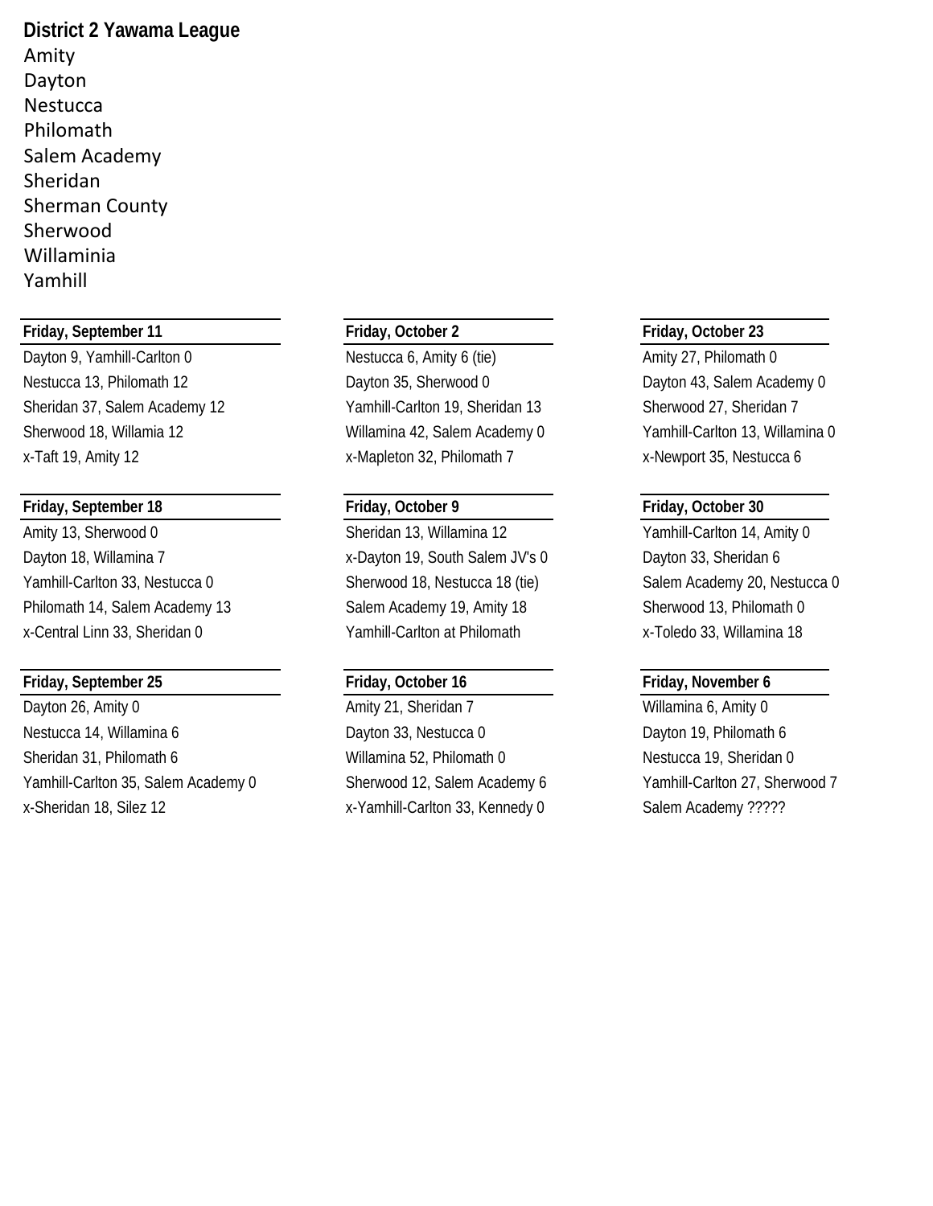**District 2 Yawama League**

Amity
Dayton
Nestucca
Philomath
Salem Academy
Sheridan
Sherman County
Sherwood
Willaminia
Yamhill

**Friday, September 11**

Dayton 9, Yamhill-Carlton 0
Nestucca 13, Philomath 12
Sheridan 37, Salem Academy 12
Sherwood 18, Willamia 12
x-Taft 19, Amity 12

**Friday, September 18**

Amity 13, Sherwood 0
Dayton 18, Willamina 7
Yamhill-Carlton 33, Nestucca 0
Philomath 14, Salem Academy 13
x-Central Linn 33, Sheridan 0

**Friday, September 25**

Dayton 26, Amity 0
Nestucca 14, Willamina 6
Sheridan 31, Philomath 6
Yamhill-Carlton 35, Salem Academy 0
x-Sheridan 18, Silez 12

**Friday, October 2**

Nestucca 6, Amity 6 (tie)
Dayton 35, Sherwood 0
Yamhill-Carlton 19, Sheridan 13
Willamina 42, Salem Academy 0
x-Mapleton 32, Philomath 7

**Friday, October 9**

Sheridan 13, Willamina 12
x-Dayton 19, South Salem JV's 0
Sherwood 18, Nestucca 18 (tie)
Salem Academy 19, Amity 18
Yamhill-Carlton at Philomath

**Friday, October 16**

Amity 21, Sheridan 7
Dayton 33, Nestucca 0
Willamina 52, Philomath 0
Sherwood 12, Salem Academy 6
x-Yamhill-Carlton 33, Kennedy 0

**Friday, October 23**

Amity 27, Philomath 0
Dayton 43, Salem Academy 0
Sherwood 27, Sheridan 7
Yamhill-Carlton 13, Willamina 0
x-Newport 35, Nestucca 6

**Friday, October 30**

Yamhill-Carlton 14, Amity 0
Dayton 33, Sheridan 6
Salem Academy 20, Nestucca 0
Sherwood 13, Philomath 0
x-Toledo 33, Willamina 18

**Friday, November 6**

Willamina 6, Amity 0
Dayton 19, Philomath 6
Nestucca 19, Sheridan 0
Yamhill-Carlton 27, Sherwood 7
Salem Academy ?????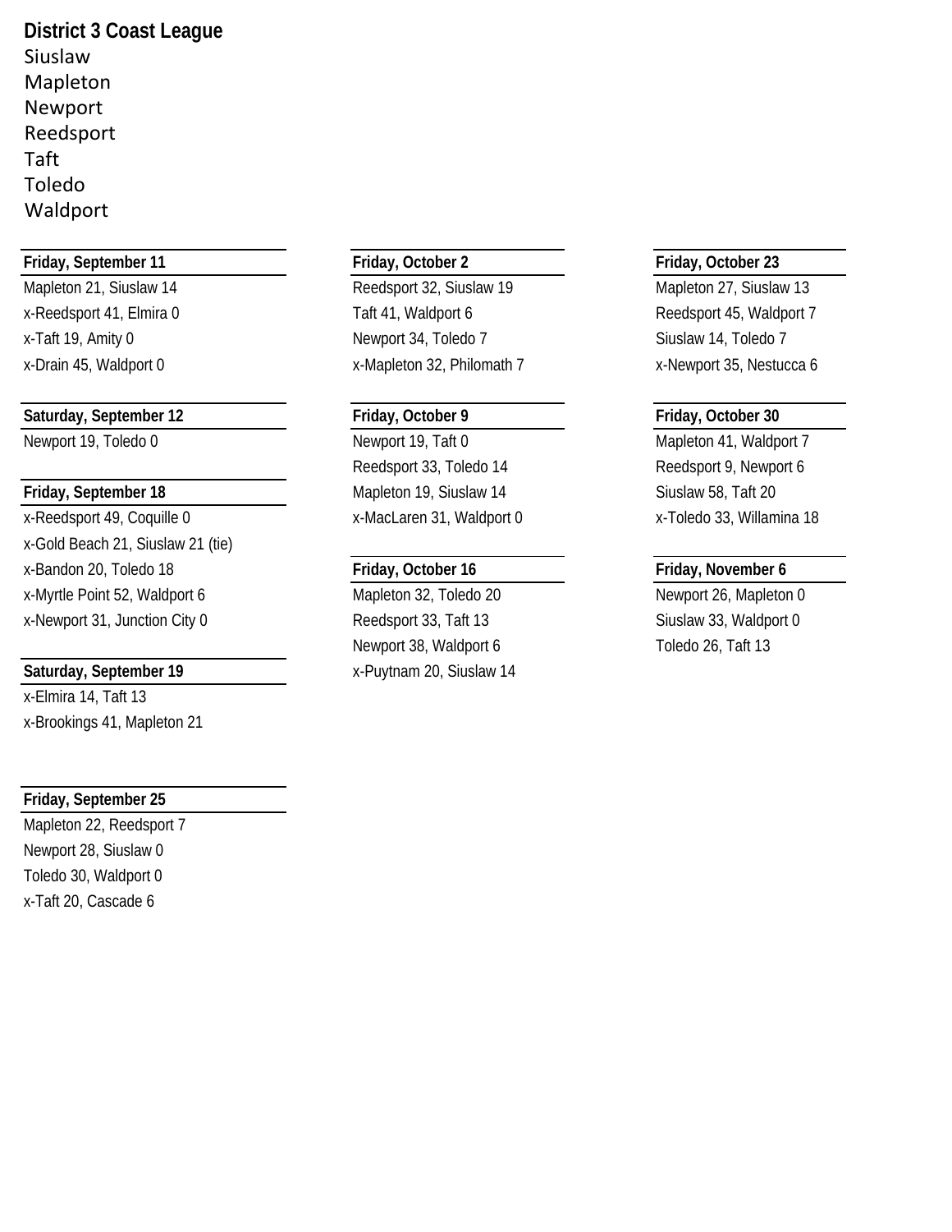## District 3 Coast League

Siuslaw
Mapleton
Newport
Reedsport
Taft
Toledo
Waldport

### Friday, September 11

Mapleton 21, Siuslaw 14
x-Reedsport 41, Elmira 0
x-Taft 19, Amity 0
x-Drain 45, Waldport 0

### Saturday, September 12

Newport 19, Toledo 0

### Friday, September 18

x-Reedsport 49, Coquille 0
x-Gold Beach 21, Siuslaw 21 (tie)
x-Bandon 20, Toledo 18
x-Myrtle Point 52, Waldport 6
x-Newport 31, Junction City 0

### Saturday, September 19

x-Elmira 14, Taft 13
x-Brookings 41, Mapleton 21

### Friday, September 25

Mapleton 22, Reedsport 7
Newport 28, Siuslaw 0
Toledo 30, Waldport 0
x-Taft 20, Cascade 6

### Friday, October 2

Reedsport 32, Siuslaw 19
Taft 41, Waldport 6
Newport 34, Toledo 7
x-Mapleton 32, Philomath 7

### Friday, October 9

Newport 19, Taft 0
Reedsport 33, Toledo 14
Mapleton 19, Siuslaw 14
x-MacLaren 31, Waldport 0

### Friday, October 16

Mapleton 32, Toledo 20
Reedsport 33, Taft 13
Newport 38, Waldport 6
x-Puytnam 20, Siuslaw 14

### Friday, October 23

Mapleton 27, Siuslaw 13
Reedsport 45, Waldport 7
Siuslaw 14, Toledo 7
x-Newport 35, Nestucca 6

### Friday, October 30

Mapleton 41, Waldport 7
Reedsport 9, Newport 6
Siuslaw 58, Taft 20
x-Toledo 33, Willamina 18

### Friday, November 6

Newport 26, Mapleton 0
Siuslaw 33, Waldport 0
Toledo 26, Taft 13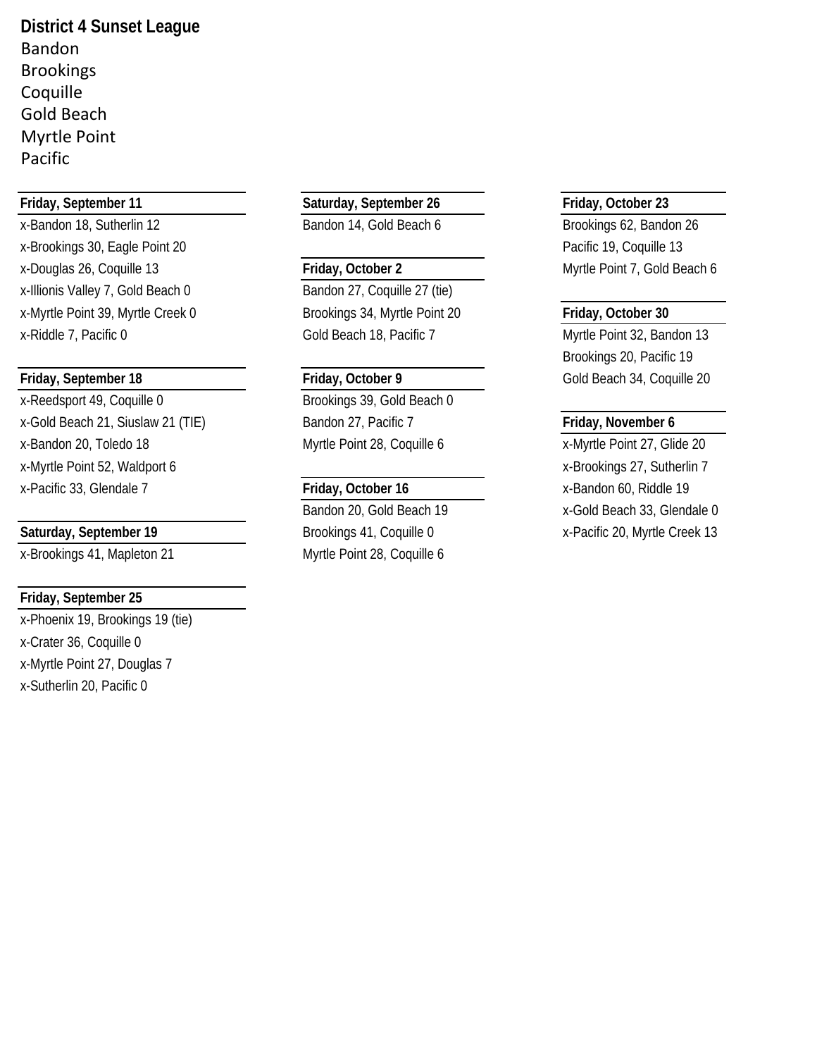**District 4 Sunset League**

Bandon
Brookings
Coquille
Gold Beach
Myrtle Point
Pacific

**Friday, September 11**

x-Bandon 18, Sutherlin 12
x-Brookings 30, Eagle Point 20
x-Douglas 26, Coquille 13
x-Illionis Valley 7, Gold Beach 0
x-Myrtle Point 39, Myrtle Creek 0
x-Riddle 7, Pacific 0

**Friday, September 18**

x-Reedsport 49, Coquille 0
x-Gold Beach 21, Siuslaw 21 (TIE)
x-Bandon 20, Toledo 18
x-Myrtle Point 52, Waldport 6
x-Pacific 33, Glendale 7

**Saturday, September 19**

x-Brookings 41, Mapleton 21

**Friday, September 25**

x-Phoenix 19, Brookings 19 (tie)
x-Crater 36, Coquille 0
x-Myrtle Point 27, Douglas 7
x-Sutherlin 20, Pacific 0

**Saturday, September 26**

Bandon 14, Gold Beach 6

**Friday, October 2**

Bandon 27, Coquille 27 (tie)
Brookings 34, Myrtle Point 20
Gold Beach 18, Pacific 7

**Friday, October 9**

Brookings 39, Gold Beach 0
Bandon 27, Pacific 7
Myrtle Point 28, Coquille 6

**Friday, October 16**

Bandon 20, Gold Beach 19
Brookings 41, Coquille 0
Myrtle Point 28, Coquille 6

**Friday, October 23**

Brookings 62, Bandon 26
Pacific 19, Coquille 13
Myrtle Point 7, Gold Beach 6

**Friday, October 30**

Myrtle Point 32, Bandon 13
Brookings 20, Pacific 19
Gold Beach 34, Coquille 20

**Friday, November 6**

x-Myrtle Point 27, Glide 20
x-Brookings 27, Sutherlin 7
x-Bandon 60, Riddle 19
x-Gold Beach 33, Glendale 0
x-Pacific 20, Myrtle Creek 13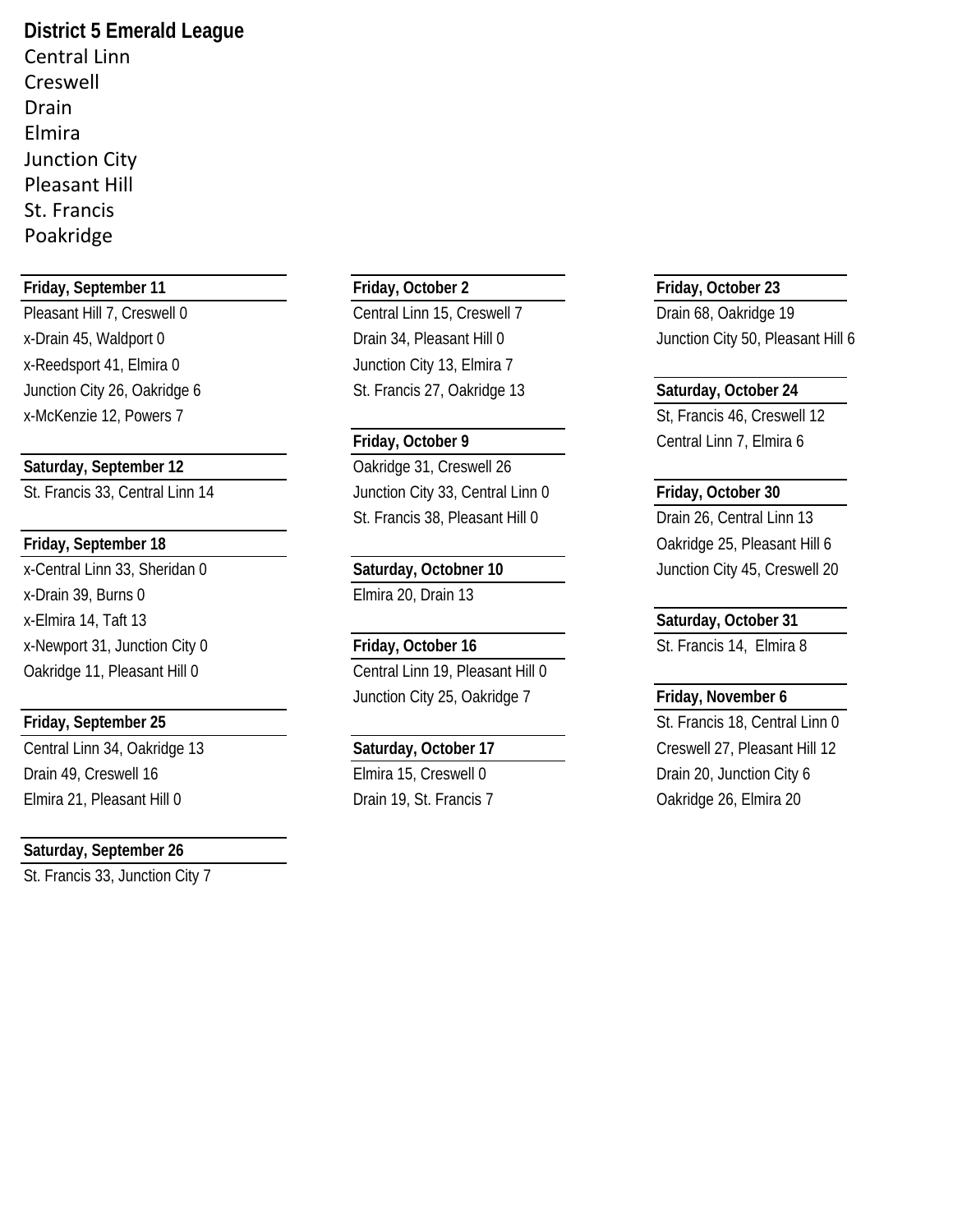## District 5 Emerald League

Central Linn
Creswell
Drain
Elmira
Junction City
Pleasant Hill
St. Francis
Poakridge

**Friday, September 11**

Pleasant Hill 7, Creswell 0
x-Drain 45, Waldport 0
x-Reedsport 41, Elmira 0
Junction City 26, Oakridge 6
x-McKenzie 12, Powers 7

**Saturday, September 12**

St. Francis 33, Central Linn 14

**Friday, September 18**

x-Central Linn 33, Sheridan 0
x-Drain 39, Burns 0
x-Elmira 14, Taft 13
x-Newport 31, Junction City 0
Oakridge 11, Pleasant Hill 0

**Friday, September 25**

Central Linn 34, Oakridge 13
Drain 49, Creswell 16
Elmira 21, Pleasant Hill 0

**Saturday, September 26**

St. Francis 33, Junction City 7

**Friday, October 2**

Central Linn 15, Creswell 7
Drain 34, Pleasant Hill 0
Junction City 13, Elmira 7
St. Francis 27, Oakridge 13

**Friday, October 9**

Oakridge 31, Creswell 26
Junction City 33, Central Linn 0
St. Francis 38, Pleasant Hill 0

**Saturday, Octobner 10**

Elmira 20, Drain 13

**Friday, October 16**

Central Linn 19, Pleasant Hill 0
Junction City 25, Oakridge 7

**Saturday, October 17**

Elmira 15, Creswell 0
Drain 19, St. Francis 7

**Friday, October 23**

Drain 68, Oakridge 19
Junction City 50, Pleasant Hill 6

**Saturday, October 24**

St, Francis 46, Creswell 12
Central Linn 7, Elmira 6

**Friday, October 30**

Drain 26, Central Linn 13
Oakridge 25, Pleasant Hill 6
Junction City 45, Creswell 20

**Saturday, October 31**

St. Francis 14, Elmira 8

**Friday, November 6**

St. Francis 18, Central Linn 0
Creswell 27, Pleasant Hill 12
Drain 20, Junction City 6
Oakridge 26, Elmira 20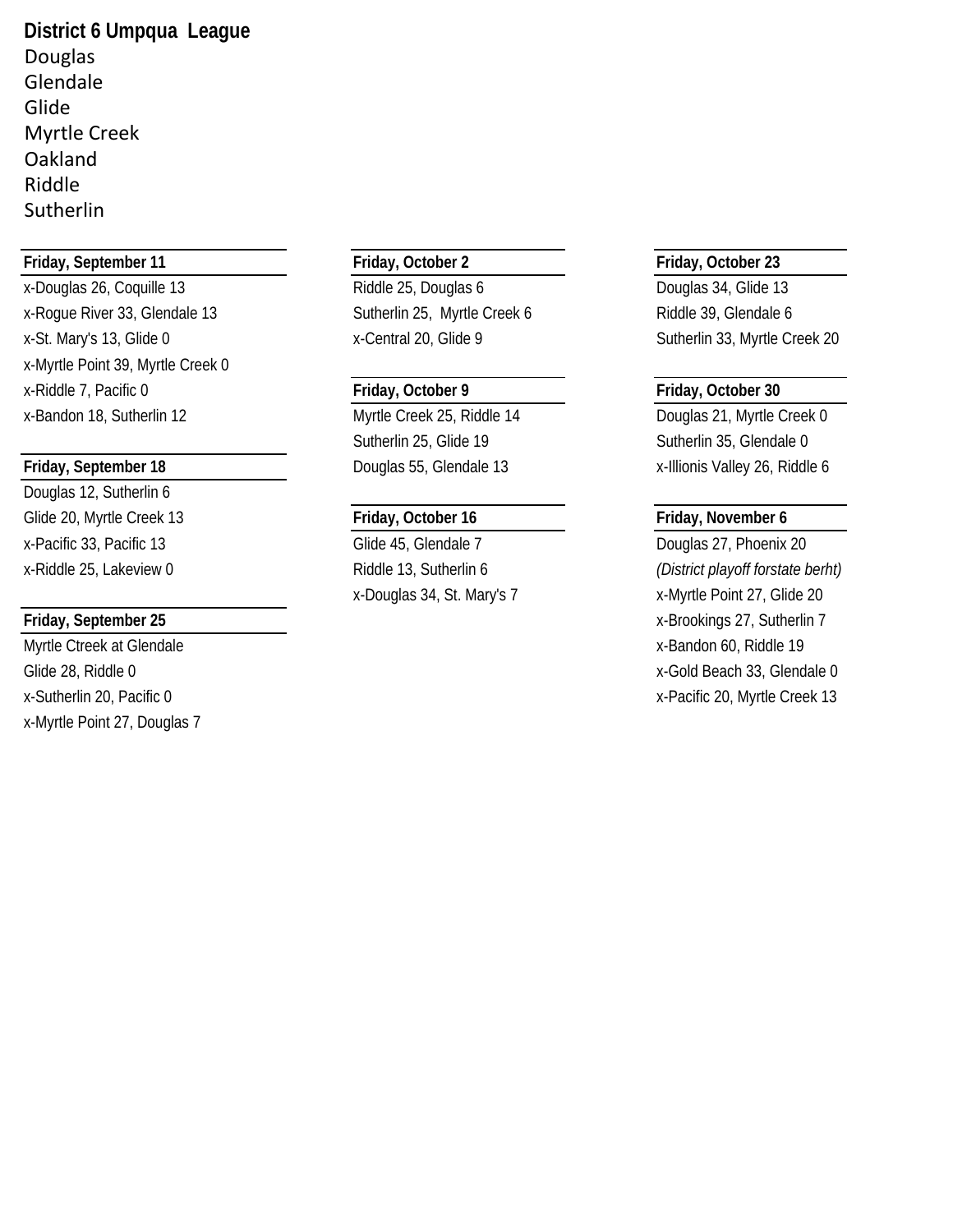**District 6 Umpqua League**

Douglas
Glendale
Glide
Myrtle Creek
Oakland
Riddle
Sutherlin

**Friday, September 11**

x-Douglas 26, Coquille 13
x-Rogue River 33, Glendale 13
x-St. Mary's 13, Glide 0
x-Myrtle Point 39, Myrtle Creek 0
x-Riddle 7, Pacific 0
x-Bandon 18, Sutherlin 12

**Friday, September 18**

Douglas 12, Sutherlin 6
Glide 20, Myrtle Creek 13
x-Pacific 33, Pacific 13
x-Riddle 25, Lakeview 0

**Friday, September 25**

Myrtle Ctreek at Glendale
Glide 28, Riddle 0
x-Sutherlin 20, Pacific 0
x-Myrtle Point 27, Douglas 7

**Friday, October 2**

Riddle 25, Douglas 6
Sutherlin 25, Myrtle Creek 6
x-Central 20, Glide 9

**Friday, October 9**

Myrtle Creek 25, Riddle 14
Sutherlin 25, Glide 19
Douglas 55, Glendale 13

**Friday, October 16**

Glide 45, Glendale 7
Riddle 13, Sutherlin 6
x-Douglas 34, St. Mary's 7

**Friday, October 23**

Douglas 34, Glide 13
Riddle 39, Glendale 6
Sutherlin 33, Myrtle Creek 20

**Friday, October 30**

Douglas 21, Myrtle Creek 0
Sutherlin 35, Glendale 0
x-Illionis Valley 26, Riddle 6

**Friday, November 6**

Douglas 27, Phoenix 20
*(District playoff forstate berht)*
x-Myrtle Point 27, Glide 20
x-Brookings 27, Sutherlin 7
x-Bandon 60, Riddle 19
x-Gold Beach 33, Glendale 0
x-Pacific 20, Myrtle Creek 13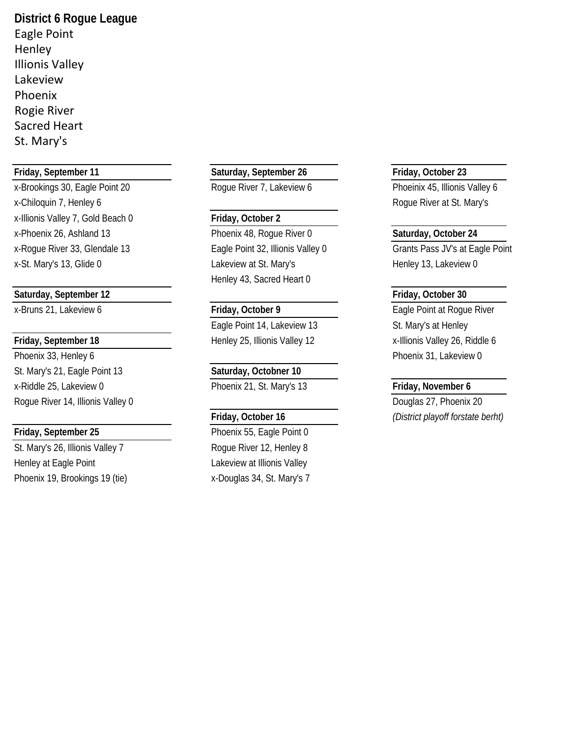**District 6 Rogue League**

Eagle Point
Henley
Illionis Valley
Lakeview
Phoenix
Rogie River
Sacred Heart
St. Mary's

**Friday, September 11**

x-Brookings 30, Eagle Point 20
x-Chiloquin 7, Henley 6
x-Illionis Valley 7, Gold Beach 0
x-Phoenix 26, Ashland 13
x-Rogue River 33, Glendale 13
x-St. Mary's 13, Glide 0

**Saturday, September 12**

x-Bruns 21, Lakeview 6

**Friday, September 18**

Phoenix 33, Henley 6
St. Mary's 21, Eagle Point 13
x-Riddle 25, Lakeview 0
Rogue River 14, Illionis Valley 0

**Friday, September 25**

St. Mary's 26, Illionis Valley 7
Henley at Eagle Point
Phoenix 19, Brookings 19 (tie)

**Saturday, September 26**

Rogue River 7, Lakeview 6

**Friday, October 2**

Phoenix 48, Rogue River 0
Eagle Point 32, Illionis Valley 0
Lakeview at St. Mary's
Henley 43, Sacred Heart 0

**Friday, October 9**

Eagle Point 14, Lakeview 13
Henley 25, Illionis Valley 12

**Saturday, Octobner 10**

Phoenix 21, St. Mary's 13

**Friday, October 16**

Phoenix 55, Eagle Point 0
Rogue River 12, Henley 8
Lakeview at Illionis Valley
x-Douglas 34, St. Mary's 7

**Friday, October 23**

Phoeinix 45, Illionis Valley 6
Rogue River at St. Mary's

**Saturday, October 24**

Grants Pass JV's at Eagle Point
Henley 13, Lakeview 0

**Friday, October 30**

Eagle Point at Rogue River
St. Mary's at Henley
x-Illionis Valley 26, Riddle 6
Phoenix 31, Lakeview 0

**Friday, November 6**

Douglas 27, Phoenix 20
*(District playoff forstate berht)*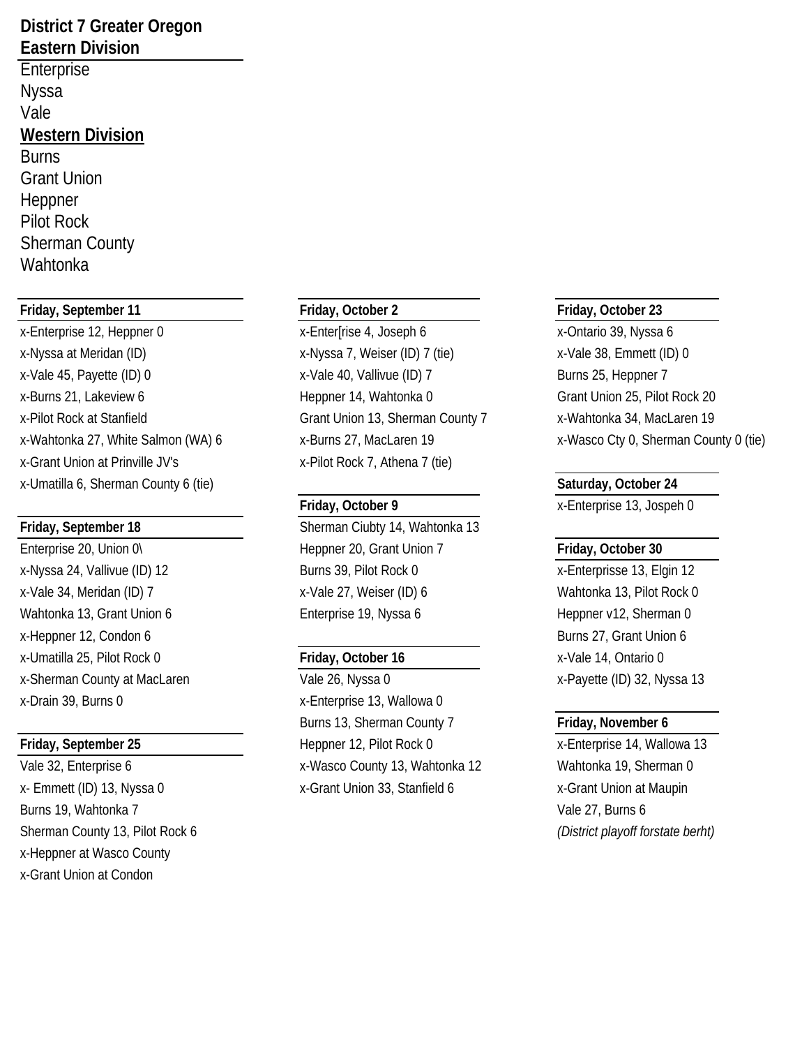## District 7 Greater Oregon

### Eastern Division

Enterprise
Nyssa
Vale

### Western Division

Burns
Grant Union
Heppner
Pilot Rock
Sherman County
Wahtonka

**Friday, September 11**

x-Enterprise 12, Heppner 0
x-Nyssa at Meridan (ID)
x-Vale 45, Payette (ID) 0
x-Burns 21, Lakeview 6
x-Pilot Rock at Stanfield
x-Wahtonka 27, White Salmon (WA) 6
x-Grant Union at Prinville JV's
x-Umatilla 6, Sherman County 6 (tie)

**Friday, September 18**

Enterprise 20, Union 0\
x-Nyssa 24, Vallivue (ID) 12
x-Vale 34, Meridan (ID) 7
Wahtonka 13, Grant Union 6
x-Heppner 12, Condon 6
x-Umatilla 25, Pilot Rock 0
x-Sherman County at MacLaren
x-Drain 39, Burns 0

**Friday, September 25**

Vale 32, Enterprise 6
x- Emmett (ID) 13, Nyssa 0
Burns 19, Wahtonka 7
Sherman County 13, Pilot Rock 6
x-Heppner at Wasco County
x-Grant Union at Condon

**Friday, October 2**

x-Enter[rise 4, Joseph 6
x-Nyssa 7, Weiser (ID) 7 (tie)
x-Vale 40, Vallivue (ID) 7
Heppner 14, Wahtonka 0
Grant Union 13, Sherman County 7
x-Burns 27, MacLaren 19
x-Pilot Rock 7, Athena 7 (tie)

**Friday, October 9**

Sherman Ciubty 14, Wahtonka 13
Heppner 20, Grant Union 7
Burns 39, Pilot Rock 0
x-Vale 27, Weiser (ID) 6
Enterprise 19, Nyssa 6

**Friday, October 16**

Vale 26, Nyssa 0
x-Enterprise 13, Wallowa 0
Burns 13, Sherman County 7
Heppner 12, Pilot Rock 0
x-Wasco County 13, Wahtonka 12
x-Grant Union 33, Stanfield 6

**Friday, October 23**

x-Ontario 39, Nyssa 6
x-Vale 38, Emmett (ID) 0
Burns 25, Heppner 7
Grant Union 25, Pilot Rock 20
x-Wahtonka 34, MacLaren 19
x-Wasco Cty 0, Sherman County 0 (tie)

**Saturday, October 24**

x-Enterprise 13, Jospeh 0

**Friday, October 30**

x-Enterprisse 13, Elgin 12
Wahtonka 13, Pilot Rock 0
Heppner v12, Sherman 0
Burns 27, Grant Union 6
x-Vale 14, Ontario 0
x-Payette (ID) 32, Nyssa 13

**Friday, November 6**

x-Enterprise 14, Wallowa 13
Wahtonka 19, Sherman 0
x-Grant Union at Maupin
Vale 27, Burns 6
*(District playoff forstate berht)*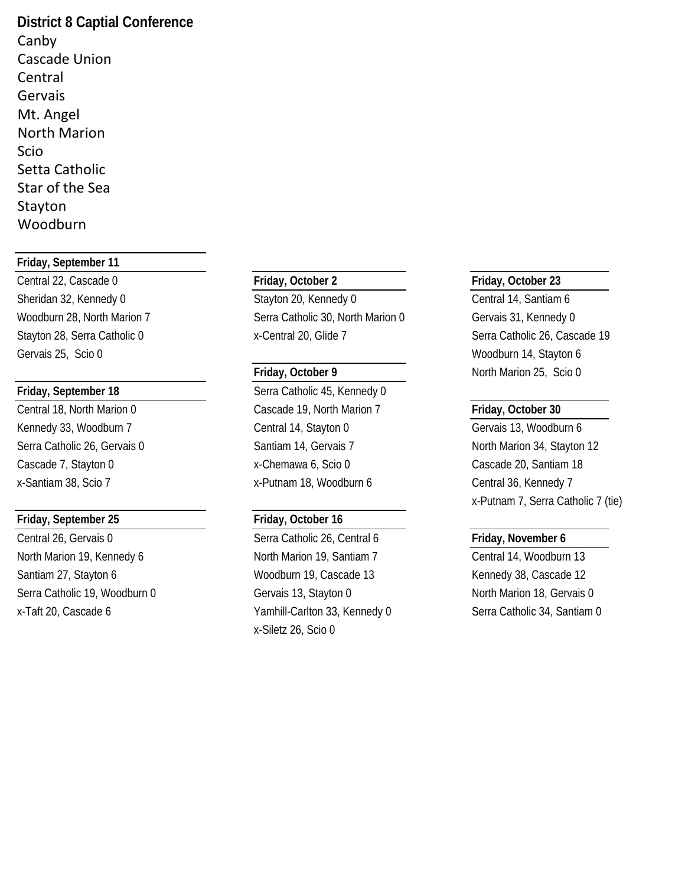**District 8 Captial Conference**

Canby
Cascade Union
Central
Gervais
Mt. Angel
North Marion
Scio
Setta Catholic
Star of the Sea
Stayton
Woodburn

**Friday, September 11**

Central 22, Cascade 0
Sheridan 32, Kennedy 0
Woodburn 28, North Marion 7
Stayton 28, Serra Catholic 0
Gervais 25, Scio 0

**Friday, September 18**

Central 18, North Marion 0
Kennedy 33, Woodburn 7
Serra Catholic 26, Gervais 0
Cascade 7, Stayton 0
x-Santiam 38, Scio 7

**Friday, September 25**

Central 26, Gervais 0
North Marion 19, Kennedy 6
Santiam 27, Stayton 6
Serra Catholic 19, Woodburn 0
x-Taft 20, Cascade 6

**Friday, October 2**

Stayton 20, Kennedy 0
Serra Catholic 30, North Marion 0
x-Central 20, Glide 7

**Friday, October 9**

Serra Catholic 45, Kennedy 0
Cascade 19, North Marion 7
Central 14, Stayton 0
Santiam 14, Gervais 7
x-Chemawa 6, Scio 0
x-Putnam 18, Woodburn 6

**Friday, October 16**

Serra Catholic 26, Central 6
North Marion 19, Santiam 7
Woodburn 19, Cascade 13
Gervais 13, Stayton 0
Yamhill-Carlton 33, Kennedy 0
x-Siletz 26, Scio 0

**Friday, October 23**

Central 14, Santiam 6
Gervais 31, Kennedy 0
Serra Catholic 26, Cascade 19
Woodburn 14, Stayton 6
North Marion 25, Scio 0

**Friday, October 30**

Gervais 13, Woodburn 6
North Marion 34, Stayton 12
Cascade 20, Santiam 18
Central 36, Kennedy 7
x-Putnam 7, Serra Catholic 7 (tie)

**Friday, November 6**

Central 14, Woodburn 13
Kennedy 38, Cascade 12
North Marion 18, Gervais 0
Serra Catholic 34, Santiam 0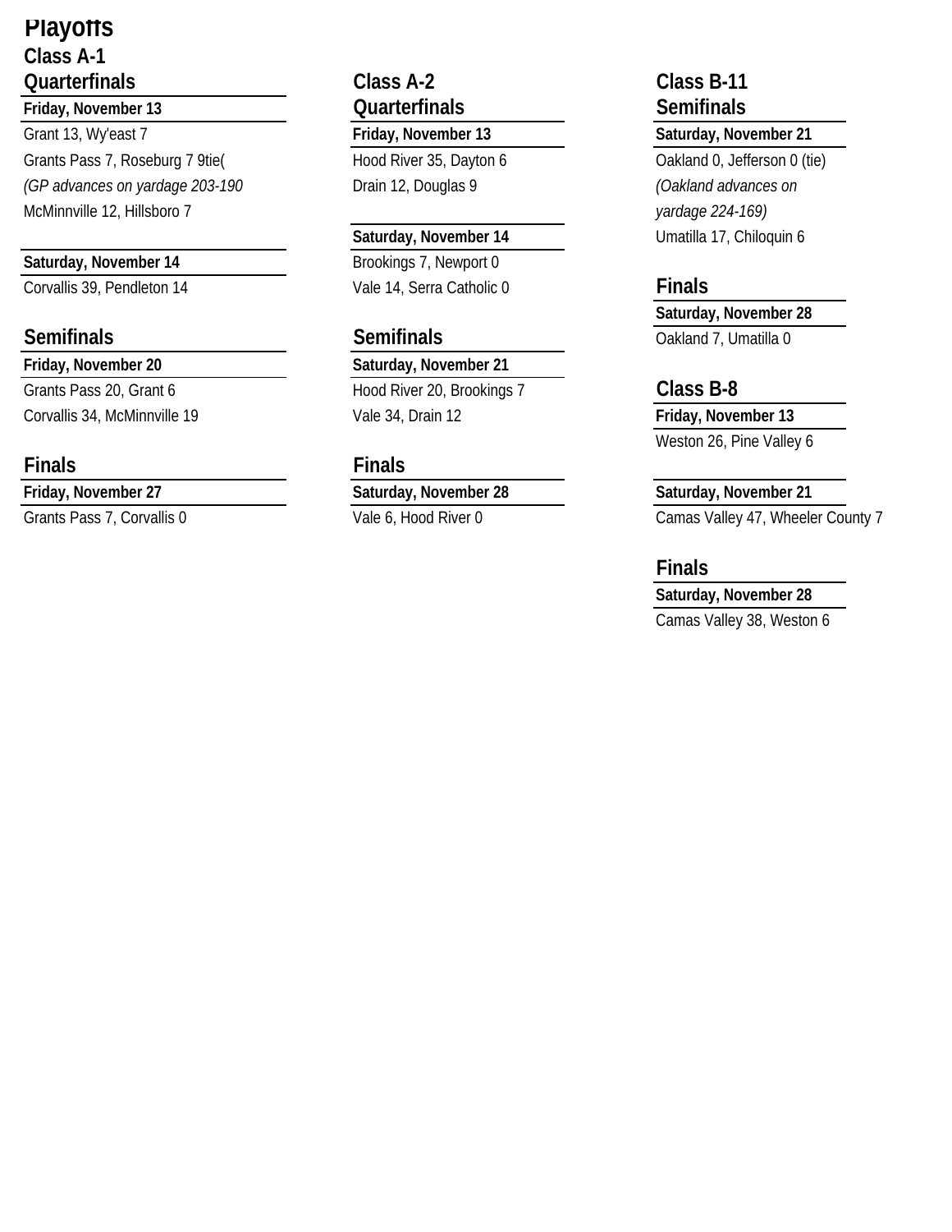# Playoffs

## Class A-1

### Quarterfinals

**Friday, November 13**

Grant 13, Wy'east 7

Grants Pass 7, Roseburg 7 9tie(

*(GP advances on yardage 203-190*

McMinnville 12, Hillsboro 7

**Saturday, November 14**

Corvallis 39, Pendleton 14

### Semifinals

**Friday, November 20**

Grants Pass 20, Grant 6

Corvallis 34, McMinnville 19

### Finals

**Friday, November 27**

Grants Pass 7, Corvallis 0

## Class A-2

### Quarterfinals

**Friday, November 13**

Hood River 35, Dayton 6

Drain 12, Douglas 9

**Saturday, November 14**

Brookings 7, Newport 0

Vale 14, Serra Catholic 0

### Semifinals

**Saturday, November 21**

Hood River 20, Brookings 7

Vale 34, Drain 12

### Finals

**Saturday, November 28**

Vale 6, Hood River 0

## Class B-11

### Semifinals

**Saturday, November 21**

Oakland 0, Jefferson 0 (tie)

*(Oakland advances on yardage 224-169)*

Umatilla 17, Chiloquin 6

### Finals

**Saturday, November 28**

Oakland 7, Umatilla 0

## Class B-8

**Friday, November 13**

Weston 26, Pine Valley 6

**Saturday, November 21**

Camas Valley 47, Wheeler County 7

### Finals

**Saturday, November 28**

Camas Valley 38, Weston 6